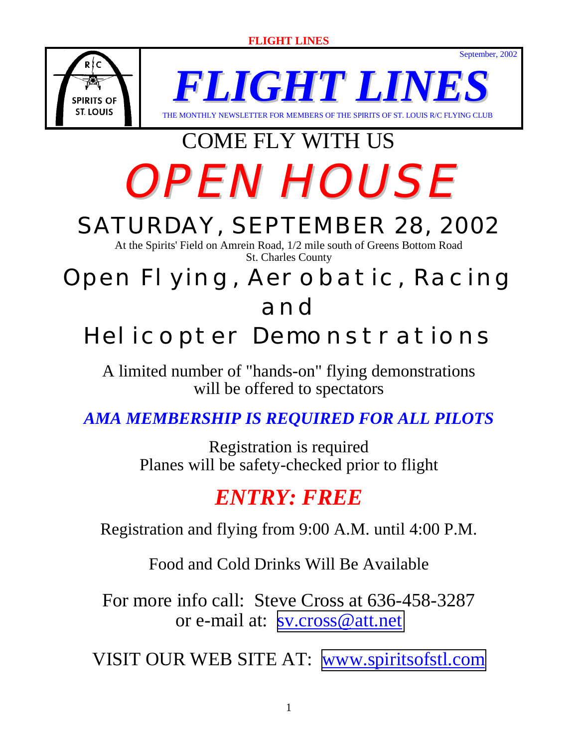# FLIGHT LINES

September, 2002

THE MONTHLY NEWSLETTER FOR MEMBERS OF THE SPIRITS OF ST. LOUIS R/C FLYING CLUB

## COME FLY WITH US

# OPEN HOUSE

## SATURDAY, SEPTEMBER 28, 2002

At the Spirits' Field on Amrein Road, 1/2 mile south of Greens Bottom Road
St. Charles County

## Open Flying, Aerobatic, Racing and Helicopter Demonstrations

A limited number of "hands-on" flying demonstrations will be offered to spectators

***AMA MEMBERSHIP IS REQUIRED FOR ALL PILOTS***

Registration is required
Planes will be safety-checked prior to flight

## *ENTRY: FREE*

Registration and flying from 9:00 A.M. until 4:00 P.M.

Food and Cold Drinks Will Be Available

For more info call: Steve Cross at 636-458-3287
or e-mail at: sv.cross@att.net

VISIT OUR WEB SITE AT: www.spiritsofstl.com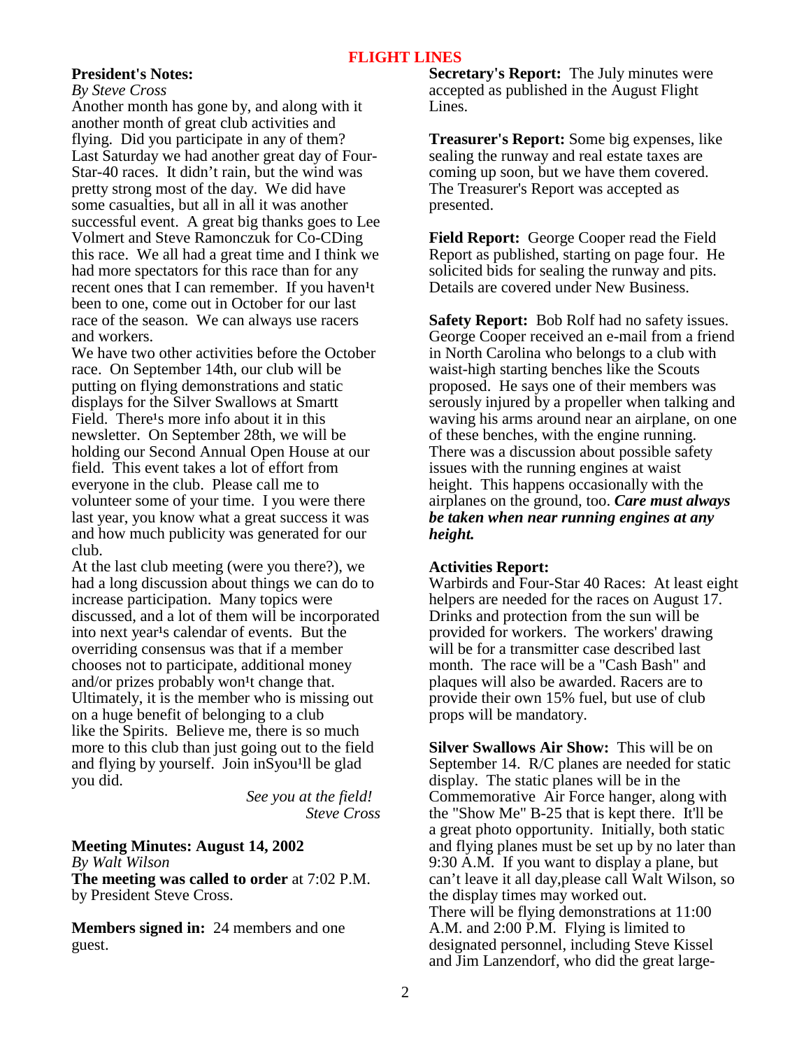# FLIGHT LINES

**President's Notes:**

*By Steve Cross*

Another month has gone by, and along with it another month of great club activities and flying. Did you participate in any of them? Last Saturday we had another great day of Four-Star-40 races. It didn't rain, but the wind was pretty strong most of the day. We did have some casualties, but all in all it was another successful event. A great big thanks goes to Lee Volmert and Steve Ramonczuk for Co-CDing this race. We all had a great time and I think we had more spectators for this race than for any recent ones that I can remember. If you haven¹t been to one, come out in October for our last race of the season. We can always use racers and workers.

We have two other activities before the October race. On September 14th, our club will be putting on flying demonstrations and static displays for the Silver Swallows at Smartt Field. There¹s more info about it in this newsletter. On September 28th, we will be holding our Second Annual Open House at our field. This event takes a lot of effort from everyone in the club. Please call me to volunteer some of your time. I you were there last year, you know what a great success it was and how much publicity was generated for our club.

At the last club meeting (were you there?), we had a long discussion about things we can do to increase participation. Many topics were discussed, and a lot of them will be incorporated into next year¹s calendar of events. But the overriding consensus was that if a member chooses not to participate, additional money and/or prizes probably won¹t change that. Ultimately, it is the member who is missing out on a huge benefit of belonging to a club like the Spirits. Believe me, there is so much more to this club than just going out to the field and flying by yourself. Join inSyou¹ll be glad you did.

*See you at the field!*
*Steve Cross*

**Meeting Minutes: August 14, 2002**

*By Walt Wilson*

**The meeting was called to order** at 7:02 P.M. by President Steve Cross.

**Members signed in:** 24 members and one guest.

**Secretary's Report:** The July minutes were accepted as published in the August Flight Lines.

**Treasurer's Report:** Some big expenses, like sealing the runway and real estate taxes are coming up soon, but we have them covered. The Treasurer's Report was accepted as presented.

**Field Report:** George Cooper read the Field Report as published, starting on page four. He solicited bids for sealing the runway and pits. Details are covered under New Business.

**Safety Report:** Bob Rolf had no safety issues. George Cooper received an e-mail from a friend in North Carolina who belongs to a club with waist-high starting benches like the Scouts proposed. He says one of their members was serously injured by a propeller when talking and waving his arms around near an airplane, on one of these benches, with the engine running. There was a discussion about possible safety issues with the running engines at waist height. This happens occasionally with the airplanes on the ground, too. ***Care must always be taken when near running engines at any height.***

**Activities Report:**

Warbirds and Four-Star 40 Races: At least eight helpers are needed for the races on August 17. Drinks and protection from the sun will be provided for workers. The workers' drawing will be for a transmitter case described last month. The race will be a "Cash Bash" and plaques will also be awarded. Racers are to provide their own 15% fuel, but use of club props will be mandatory.

**Silver Swallows Air Show:** This will be on September 14. R/C planes are needed for static display. The static planes will be in the Commemorative Air Force hanger, along with the "Show Me" B-25 that is kept there. It'll be a great photo opportunity. Initially, both static and flying planes must be set up by no later than 9:30 A.M. If you want to display a plane, but can't leave it all day,please call Walt Wilson, so the display times may worked out.

There will be flying demonstrations at 11:00 A.M. and 2:00 P.M. Flying is limited to designated personnel, including Steve Kissel and Jim Lanzendorf, who did the great large-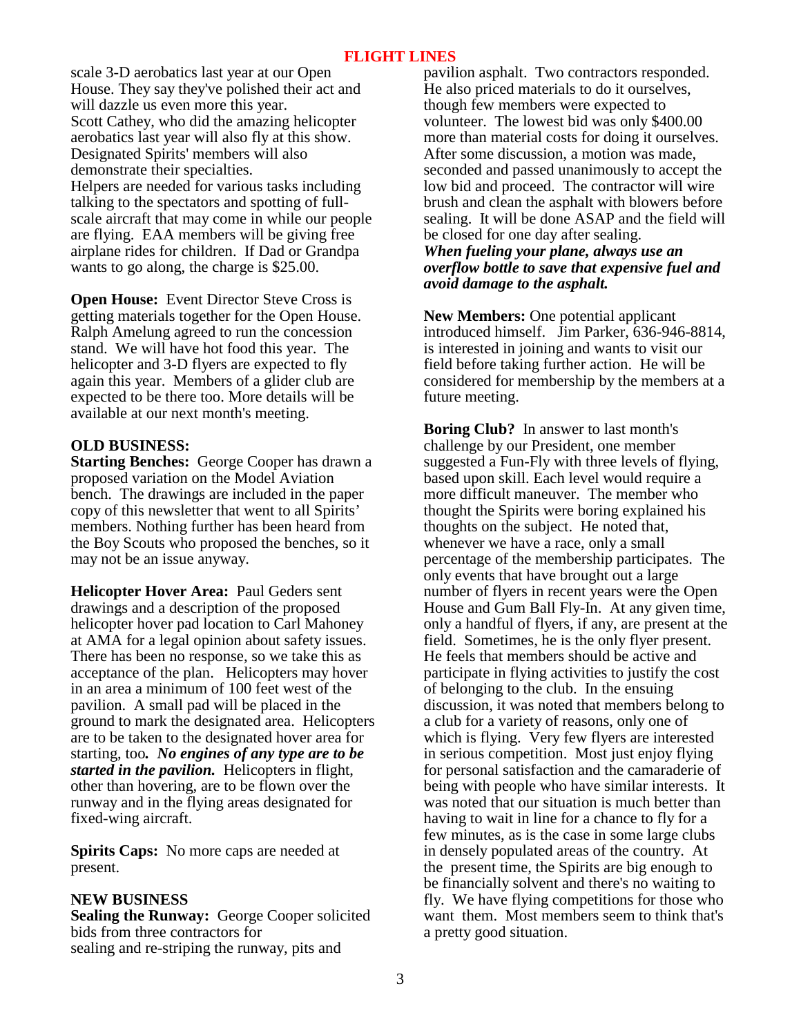scale 3-D aerobatics last year at our Open House. They say they've polished their act and will dazzle us even more this year.
Scott Cathey, who did the amazing helicopter aerobatics last year will also fly at this show. Designated Spirits' members will also demonstrate their specialties.
Helpers are needed for various tasks including talking to the spectators and spotting of full-scale aircraft that may come in while our people are flying. EAA members will be giving free airplane rides for children. If Dad or Grandpa wants to go along, the charge is $25.00.

**Open House:** Event Director Steve Cross is getting materials together for the Open House. Ralph Amelung agreed to run the concession stand. We will have hot food this year. The helicopter and 3-D flyers are expected to fly again this year. Members of a glider club are expected to be there too. More details will be available at our next month's meeting.

**OLD BUSINESS:**

**Starting Benches:** George Cooper has drawn a proposed variation on the Model Aviation bench. The drawings are included in the paper copy of this newsletter that went to all Spirits' members. Nothing further has been heard from the Boy Scouts who proposed the benches, so it may not be an issue anyway.

**Helicopter Hover Area:** Paul Geders sent drawings and a description of the proposed helicopter hover pad location to Carl Mahoney at AMA for a legal opinion about safety issues. There has been no response, so we take this as acceptance of the plan. Helicopters may hover in an area a minimum of 100 feet west of the pavilion. A small pad will be placed in the ground to mark the designated area. Helicopters are to be taken to the designated hover area for starting, too*.* ***No engines of any type are to be started in the pavilion.*** Helicopters in flight, other than hovering, are to be flown over the runway and in the flying areas designated for fixed-wing aircraft.

**Spirits Caps:** No more caps are needed at present.

**NEW BUSINESS**

**Sealing the Runway:** George Cooper solicited bids from three contractors for sealing and re-striping the runway, pits and pavilion asphalt. Two contractors responded. He also priced materials to do it ourselves, though few members were expected to volunteer. The lowest bid was only $400.00 more than material costs for doing it ourselves. After some discussion, a motion was made, seconded and passed unanimously to accept the low bid and proceed. The contractor will wire brush and clean the asphalt with blowers before sealing. It will be done ASAP and the field will be closed for one day after sealing.
***When fueling your plane, always use an overflow bottle to save that expensive fuel and avoid damage to the asphalt.***

**New Members:** One potential applicant introduced himself. Jim Parker, 636-946-8814, is interested in joining and wants to visit our field before taking further action. He will be considered for membership by the members at a future meeting.

**Boring Club?** In answer to last month's challenge by our President, one member suggested a Fun-Fly with three levels of flying, based upon skill. Each level would require a more difficult maneuver. The member who thought the Spirits were boring explained his thoughts on the subject. He noted that, whenever we have a race, only a small percentage of the membership participates. The only events that have brought out a large number of flyers in recent years were the Open House and Gum Ball Fly-In. At any given time, only a handful of flyers, if any, are present at the field. Sometimes, he is the only flyer present. He feels that members should be active and participate in flying activities to justify the cost of belonging to the club. In the ensuing discussion, it was noted that members belong to a club for a variety of reasons, only one of which is flying. Very few flyers are interested in serious competition. Most just enjoy flying for personal satisfaction and the camaraderie of being with people who have similar interests. It was noted that our situation is much better than having to wait in line for a chance to fly for a few minutes, as is the case in some large clubs in densely populated areas of the country. At the present time, the Spirits are big enough to be financially solvent and there's no waiting to fly. We have flying competitions for those who want them. Most members seem to think that's a pretty good situation.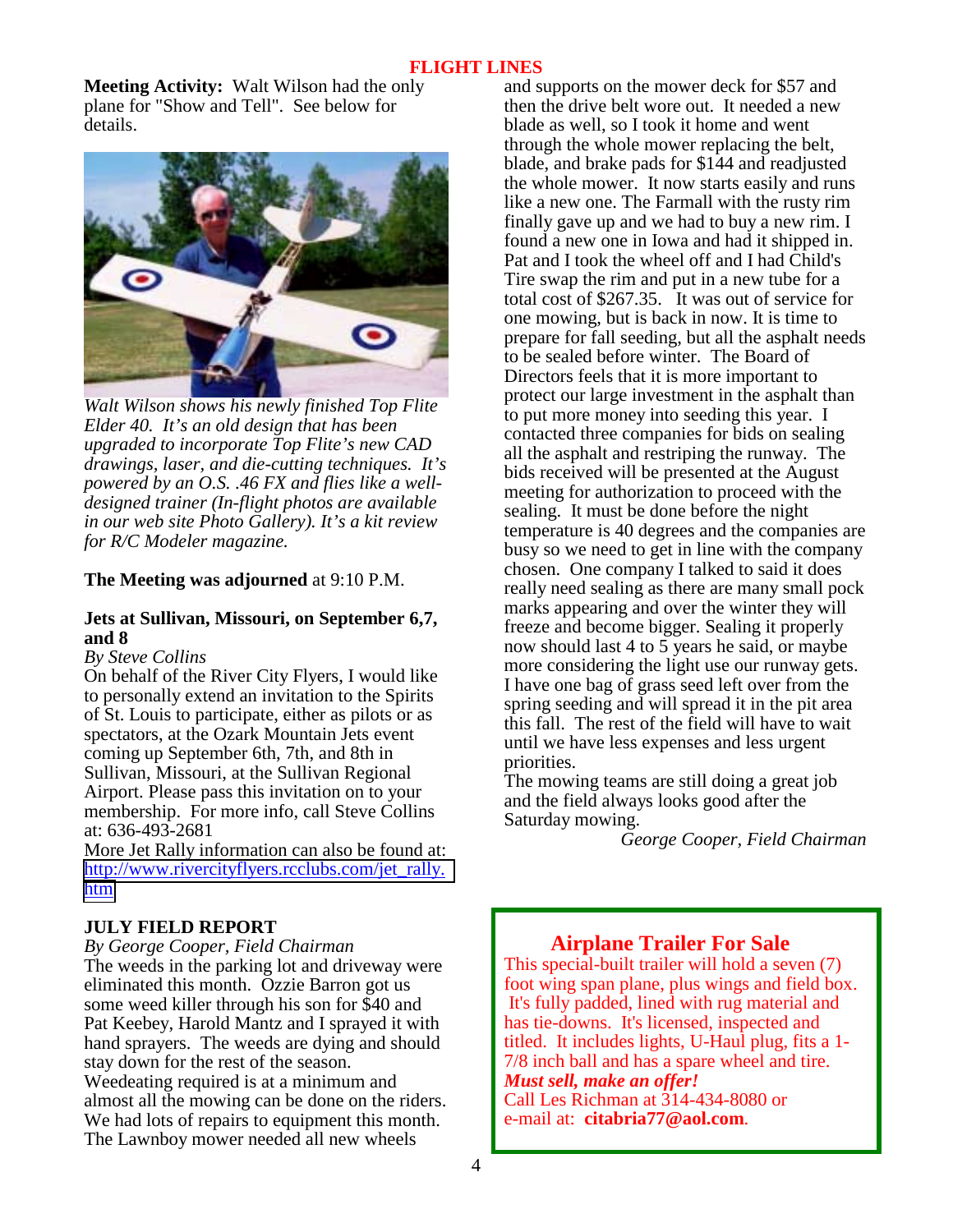**Meeting Activity:** Walt Wilson had the only plane for "Show and Tell". See below for details.

*Walt Wilson shows his newly finished Top Flite Elder 40. It's an old design that has been upgraded to incorporate Top Flite's new CAD drawings, laser, and die-cutting techniques. It's powered by an O.S. .46 FX and flies like a well-designed trainer (In-flight photos are available in our web site Photo Gallery). It's a kit review for R/C Modeler magazine.*

**The Meeting was adjourned** at 9:10 P.M.

### Jets at Sullivan, Missouri, on September 6,7, and 8

*By Steve Collins*

On behalf of the River City Flyers, I would like to personally extend an invitation to the Spirits of St. Louis to participate, either as pilots or as spectators, at the Ozark Mountain Jets event coming up September 6th, 7th, and 8th in Sullivan, Missouri, at the Sullivan Regional Airport. Please pass this invitation on to your membership. For more info, call Steve Collins at: 636-493-2681

More Jet Rally information can also be found at: http://www.rivercityflyers.rcclubs.com/jet_rally.htm

### JULY FIELD REPORT

*By George Cooper, Field Chairman*

The weeds in the parking lot and driveway were eliminated this month. Ozzie Barron got us some weed killer through his son for $40 and Pat Keebey, Harold Mantz and I sprayed it with hand sprayers. The weeds are dying and should stay down for the rest of the season.

Weedeating required is at a minimum and almost all the mowing can be done on the riders.

We had lots of repairs to equipment this month. The Lawnboy mower needed all new wheels and supports on the mower deck for $57 and then the drive belt wore out. It needed a new blade as well, so I took it home and went through the whole mower replacing the belt, blade, and brake pads for $144 and readjusted the whole mower. It now starts easily and runs like a new one. The Farmall with the rusty rim finally gave up and we had to buy a new rim. I found a new one in Iowa and had it shipped in. Pat and I took the wheel off and I had Child's Tire swap the rim and put in a new tube for a total cost of $267.35. It was out of service for one mowing, but is back in now. It is time to prepare for fall seeding, but all the asphalt needs to be sealed before winter. The Board of Directors feels that it is more important to protect our large investment in the asphalt than to put more money into seeding this year. I contacted three companies for bids on sealing all the asphalt and restriping the runway. The bids received will be presented at the August meeting for authorization to proceed with the sealing. It must be done before the night temperature is 40 degrees and the companies are busy so we need to get in line with the company chosen. One company I talked to said it does really need sealing as there are many small pock marks appearing and over the winter they will freeze and become bigger. Sealing it properly now should last 4 to 5 years he said, or maybe more considering the light use our runway gets. I have one bag of grass seed left over from the spring seeding and will spread it in the pit area this fall. The rest of the field will have to wait until we have less expenses and less urgent priorities.

The mowing teams are still doing a great job and the field always looks good after the Saturday mowing.

*George Cooper, Field Chairman*

### Airplane Trailer For Sale

This special-built trailer will hold a seven (7) foot wing span plane, plus wings and field box. It's fully padded, lined with rug material and has tie-downs. It's licensed, inspected and titled. It includes lights, U-Haul plug, fits a 1-7/8 inch ball and has a spare wheel and tire.

***Must sell, make an offer!***

Call Les Richman at 314-434-8080 or e-mail at: **citabria77@aol.com**.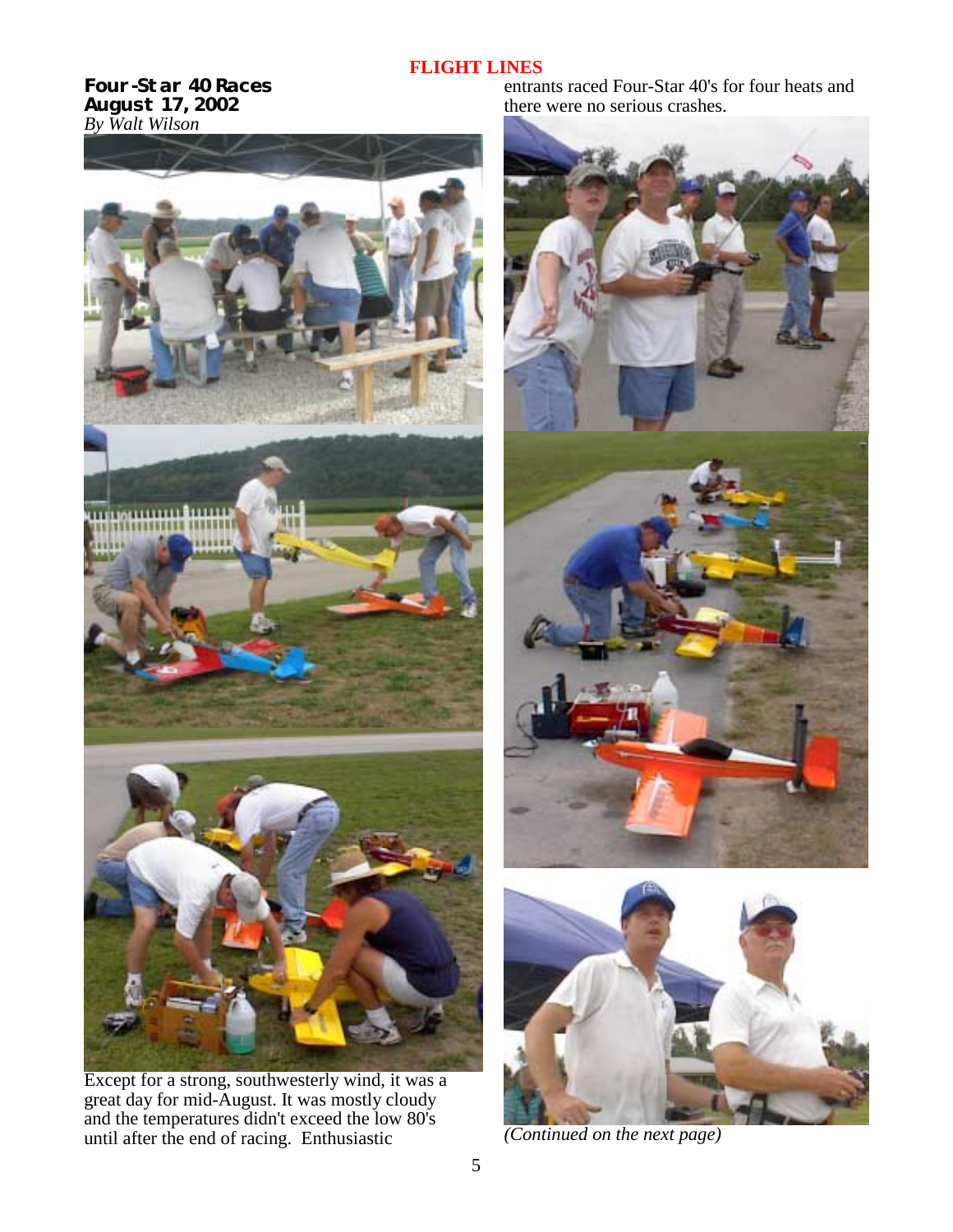## Four-Star 40 Races
## August 17, 2002
*By Walt Wilson*

Except for a strong, southwesterly wind, it was a great day for mid-August. It was mostly cloudy and the temperatures didn't exceed the low 80's until after the end of racing. Enthusiastic entrants raced Four-Star 40's for four heats and there were no serious crashes.

*(Continued on the next page)*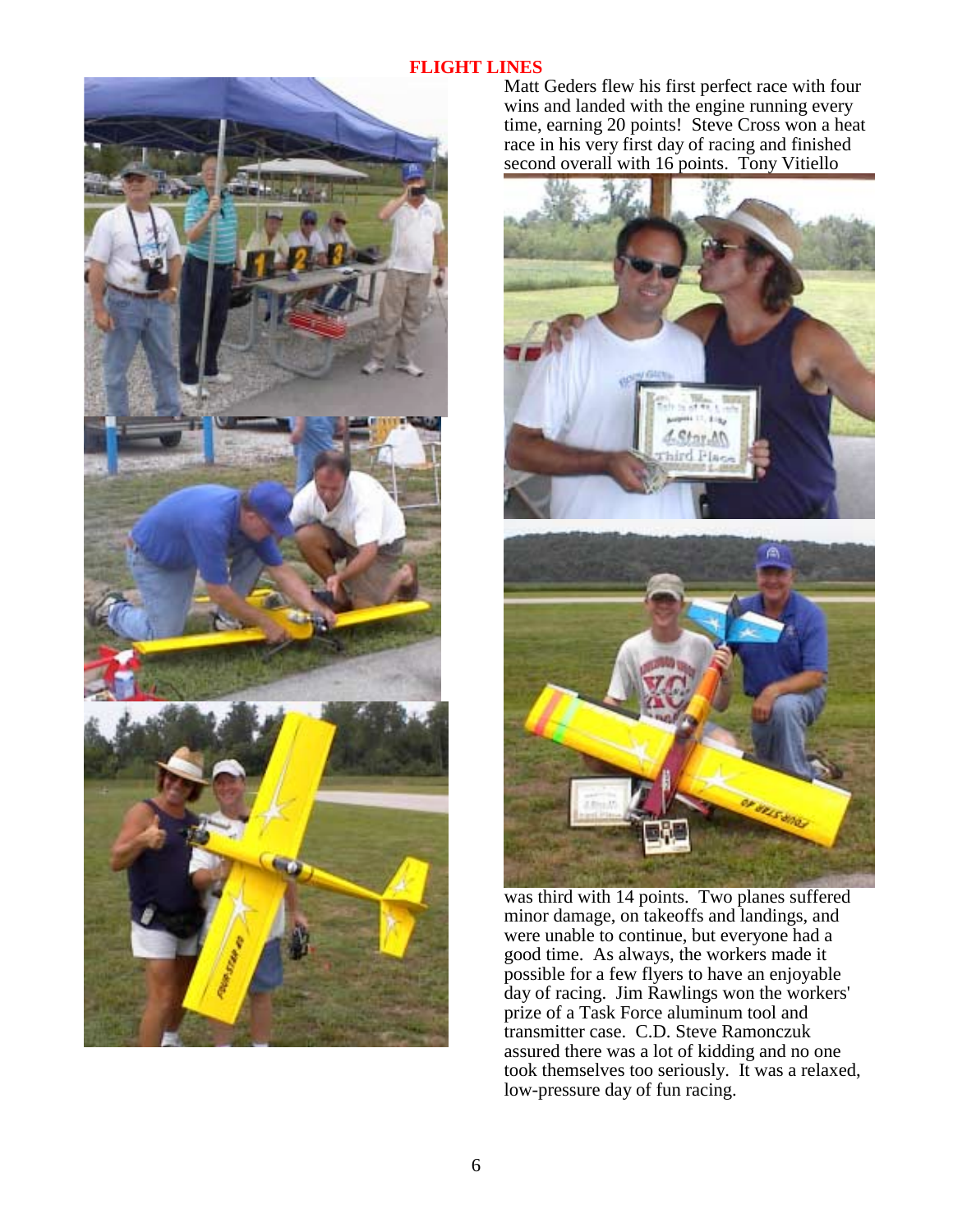## FLIGHT LINES

Matt Geders flew his first perfect race with four wins and landed with the engine running every time, earning 20 points! Steve Cross won a heat race in his very first day of racing and finished second overall with 16 points. Tony Vitiello was third with 14 points. Two planes suffered minor damage, on takeoffs and landings, and were unable to continue, but everyone had a good time. As always, the workers made it possible for a few flyers to have an enjoyable day of racing. Jim Rawlings won the workers' prize of a Task Force aluminum tool and transmitter case. C.D. Steve Ramonczuk assured there was a lot of kidding and no one took themselves too seriously. It was a relaxed, low-pressure day of fun racing.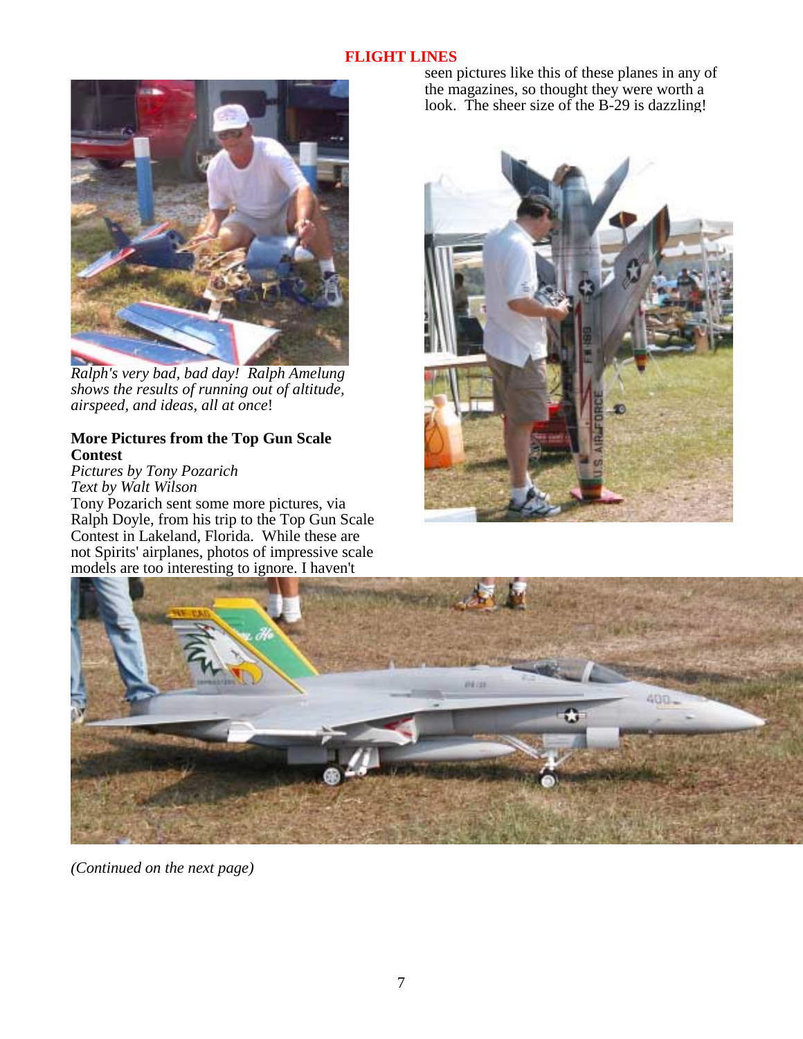# FLIGHT LINES

*Ralph's very bad, bad day! Ralph Amelung shows the results of running out of altitude, airspeed, and ideas, all at once*!

**More Pictures from the Top Gun Scale Contest**

*Pictures by Tony Pozarich*
*Text by Walt Wilson*

Tony Pozarich sent some more pictures, via Ralph Doyle, from his trip to the Top Gun Scale Contest in Lakeland, Florida. While these are not Spirits' airplanes, photos of impressive scale models are too interesting to ignore. I haven't seen pictures like this of these planes in any of the magazines, so thought they were worth a look. The sheer size of the B-29 is dazzling!

*(Continued on the next page)*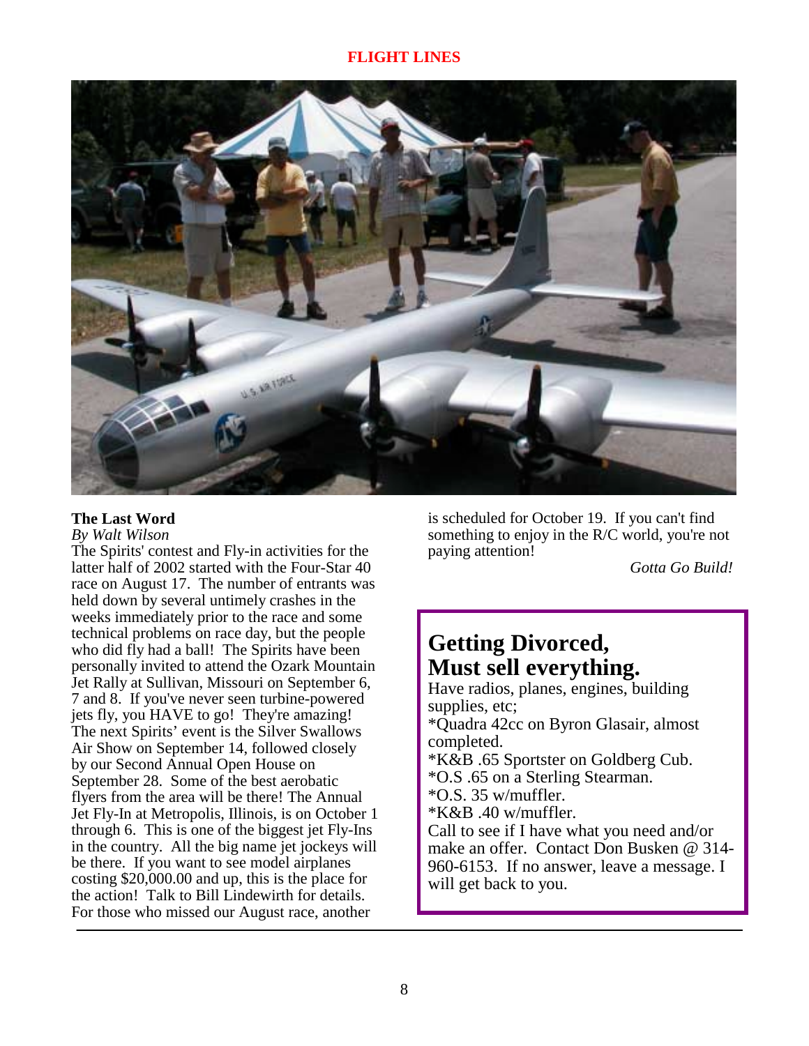## The Last Word

*By Walt Wilson*

The Spirits' contest and Fly-in activities for the latter half of 2002 started with the Four-Star 40 race on August 17. The number of entrants was held down by several untimely crashes in the weeks immediately prior to the race and some technical problems on race day, but the people who did fly had a ball! The Spirits have been personally invited to attend the Ozark Mountain Jet Rally at Sullivan, Missouri on September 6, 7 and 8. If you've never seen turbine-powered jets fly, you HAVE to go! They're amazing! The next Spirits' event is the Silver Swallows Air Show on September 14, followed closely by our Second Annual Open House on September 28. Some of the best aerobatic flyers from the area will be there! The Annual Jet Fly-In at Metropolis, Illinois, is on October 1 through 6. This is one of the biggest jet Fly-Ins in the country. All the big name jet jockeys will be there. If you want to see model airplanes costing $20,000.00 and up, this is the place for the action! Talk to Bill Lindewirth for details. For those who missed our August race, another is scheduled for October 19. If you can't find something to enjoy in the R/C world, you're not paying attention!

*Gotta Go Build!*

## Getting Divorced, Must sell everything.

Have radios, planes, engines, building supplies, etc;

*Quadra 42cc on Byron Glasair, almost completed.

*K&B .65 Sportster on Goldberg Cub.

*O.S .65 on a Sterling Stearman.

*O.S. 35 w/muffler.

*K&B .40 w/muffler.

Call to see if I have what you need and/or make an offer. Contact Don Busken @ 314-960-6153. If no answer, leave a message. I will get back to you.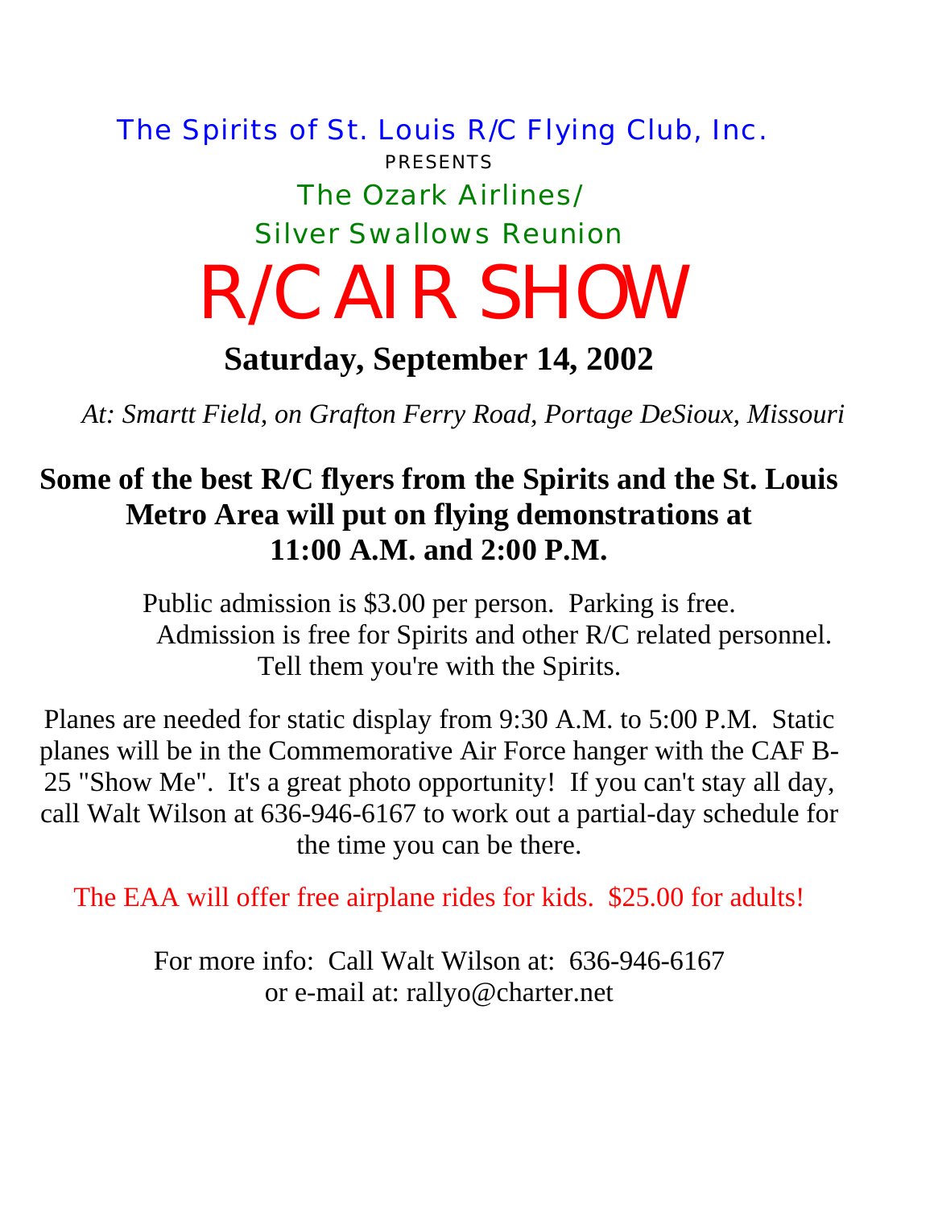The Spirits of St. Louis R/C Flying Club, Inc.

PRESENTS

The Ozark Airlines/
Silver Swallows Reunion

# R/C AIR SHOW

## Saturday, September 14, 2002

*At: Smartt Field, on Grafton Ferry Road, Portage DeSioux, Missouri*

**Some of the best R/C flyers from the Spirits and the St. Louis Metro Area will put on flying demonstrations at 11:00 A.M. and 2:00 P.M.**

Public admission is $3.00 per person. Parking is free.
Admission is free for Spirits and other R/C related personnel.
Tell them you're with the Spirits.

Planes are needed for static display from 9:30 A.M. to 5:00 P.M. Static planes will be in the Commemorative Air Force hanger with the CAF B-25 "Show Me". It's a great photo opportunity! If you can't stay all day, call Walt Wilson at 636-946-6167 to work out a partial-day schedule for the time you can be there.

The EAA will offer free airplane rides for kids. $25.00 for adults!

For more info: Call Walt Wilson at: 636-946-6167
or e-mail at: rallyo@charter.net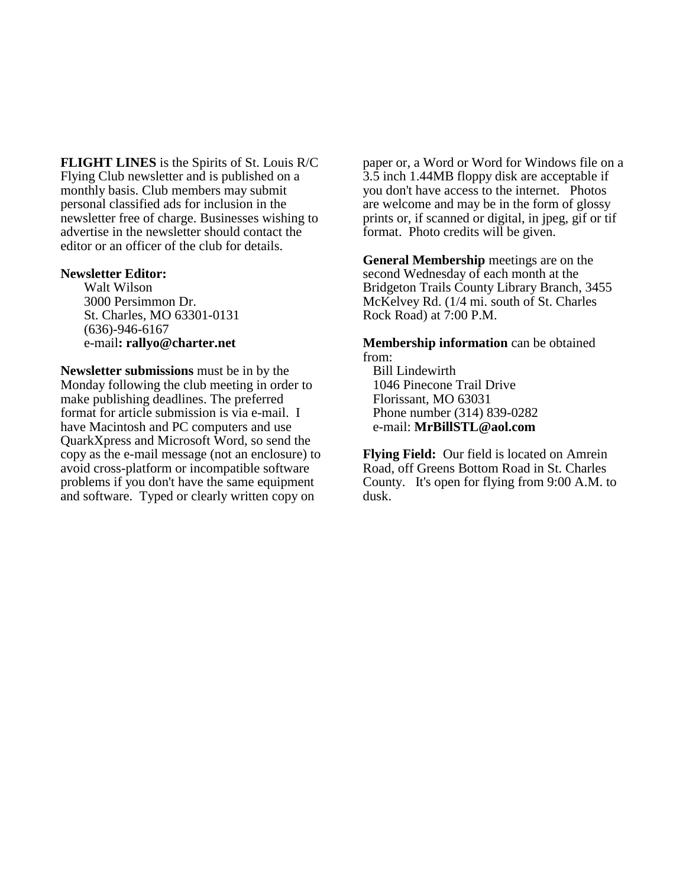**FLIGHT LINES** is the Spirits of St. Louis R/C Flying Club newsletter and is published on a monthly basis. Club members may submit personal classified ads for inclusion in the newsletter free of charge. Businesses wishing to advertise in the newsletter should contact the editor or an officer of the club for details.

**Newsletter Editor:**

Walt Wilson
3000 Persimmon Dr.
St. Charles, MO 63301-0131
(636)-946-6167
e-mail**: rallyo@charter.net**

**Newsletter submissions** must be in by the Monday following the club meeting in order to make publishing deadlines. The preferred format for article submission is via e-mail. I have Macintosh and PC computers and use QuarkXpress and Microsoft Word, so send the copy as the e-mail message (not an enclosure) to avoid cross-platform or incompatible software problems if you don't have the same equipment and software. Typed or clearly written copy on paper or, a Word or Word for Windows file on a 3.5 inch 1.44MB floppy disk are acceptable if you don't have access to the internet. Photos are welcome and may be in the form of glossy prints or, if scanned or digital, in jpeg, gif or tif format. Photo credits will be given.

**General Membership** meetings are on the second Wednesday of each month at the Bridgeton Trails County Library Branch, 3455 McKelvey Rd. (1/4 mi. south of St. Charles Rock Road) at 7:00 P.M.

**Membership information** can be obtained from:

Bill Lindewirth
1046 Pinecone Trail Drive
Florissant, MO 63031
Phone number (314) 839-0282
e-mail: **MrBillSTL@aol.com**

**Flying Field:** Our field is located on Amrein Road, off Greens Bottom Road in St. Charles County. It's open for flying from 9:00 A.M. to dusk.